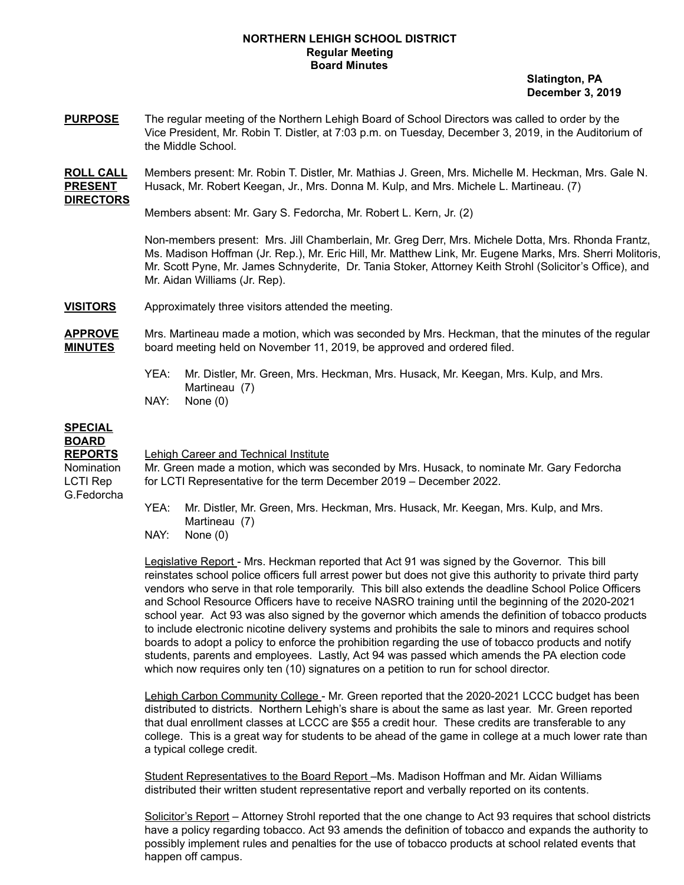# NORTHERN LEHIGH SCHOOL DISTRICT
## Regular Meeting
## Board Minutes

**Slatington, PA**
**December 3, 2019**

**PURPOSE** The regular meeting of the Northern Lehigh Board of School Directors was called to order by the Vice President, Mr. Robin T. Distler, at 7:03 p.m. on Tuesday, December 3, 2019, in the Auditorium of the Middle School.

**ROLL CALL PRESENT DIRECTORS** Members present: Mr. Robin T. Distler, Mr. Mathias J. Green, Mrs. Michelle M. Heckman, Mrs. Gale N. Husack, Mr. Robert Keegan, Jr., Mrs. Donna M. Kulp, and Mrs. Michele L. Martineau. (7)

Members absent: Mr. Gary S. Fedorcha, Mr. Robert L. Kern, Jr. (2)

Non-members present: Mrs. Jill Chamberlain, Mr. Greg Derr, Mrs. Michele Dotta, Mrs. Rhonda Frantz, Ms. Madison Hoffman (Jr. Rep.), Mr. Eric Hill, Mr. Matthew Link, Mr. Eugene Marks, Mrs. Sherri Molitoris, Mr. Scott Pyne, Mr. James Schnyderite, Dr. Tania Stoker, Attorney Keith Strohl (Solicitor's Office), and Mr. Aidan Williams (Jr. Rep).

**VISITORS** Approximately three visitors attended the meeting.

**APPROVE MINUTES** Mrs. Martineau made a motion, which was seconded by Mrs. Heckman, that the minutes of the regular board meeting held on November 11, 2019, be approved and ordered filed.

YEA: Mr. Distler, Mr. Green, Mrs. Heckman, Mrs. Husack, Mr. Keegan, Mrs. Kulp, and Mrs. Martineau (7)
NAY: None (0)

**SPECIAL BOARD REPORTS**

Nomination LCTI Rep G.Fedorcha

Lehigh Career and Technical Institute
Mr. Green made a motion, which was seconded by Mrs. Husack, to nominate Mr. Gary Fedorcha for LCTI Representative for the term December 2019 – December 2022.

YEA: Mr. Distler, Mr. Green, Mrs. Heckman, Mrs. Husack, Mr. Keegan, Mrs. Kulp, and Mrs. Martineau (7)
NAY: None (0)

Legislative Report - Mrs. Heckman reported that Act 91 was signed by the Governor. This bill reinstates school police officers full arrest power but does not give this authority to private third party vendors who serve in that role temporarily. This bill also extends the deadline School Police Officers and School Resource Officers have to receive NASRO training until the beginning of the 2020-2021 school year. Act 93 was also signed by the governor which amends the definition of tobacco products to include electronic nicotine delivery systems and prohibits the sale to minors and requires school boards to adopt a policy to enforce the prohibition regarding the use of tobacco products and notify students, parents and employees. Lastly, Act 94 was passed which amends the PA election code which now requires only ten (10) signatures on a petition to run for school director.

Lehigh Carbon Community College - Mr. Green reported that the 2020-2021 LCCC budget has been distributed to districts. Northern Lehigh's share is about the same as last year. Mr. Green reported that dual enrollment classes at LCCC are $55 a credit hour. These credits are transferable to any college. This is a great way for students to be ahead of the game in college at a much lower rate than a typical college credit.

Student Representatives to the Board Report –Ms. Madison Hoffman and Mr. Aidan Williams distributed their written student representative report and verbally reported on its contents.

Solicitor's Report – Attorney Strohl reported that the one change to Act 93 requires that school districts have a policy regarding tobacco. Act 93 amends the definition of tobacco and expands the authority to possibly implement rules and penalties for the use of tobacco products at school related events that happen off campus.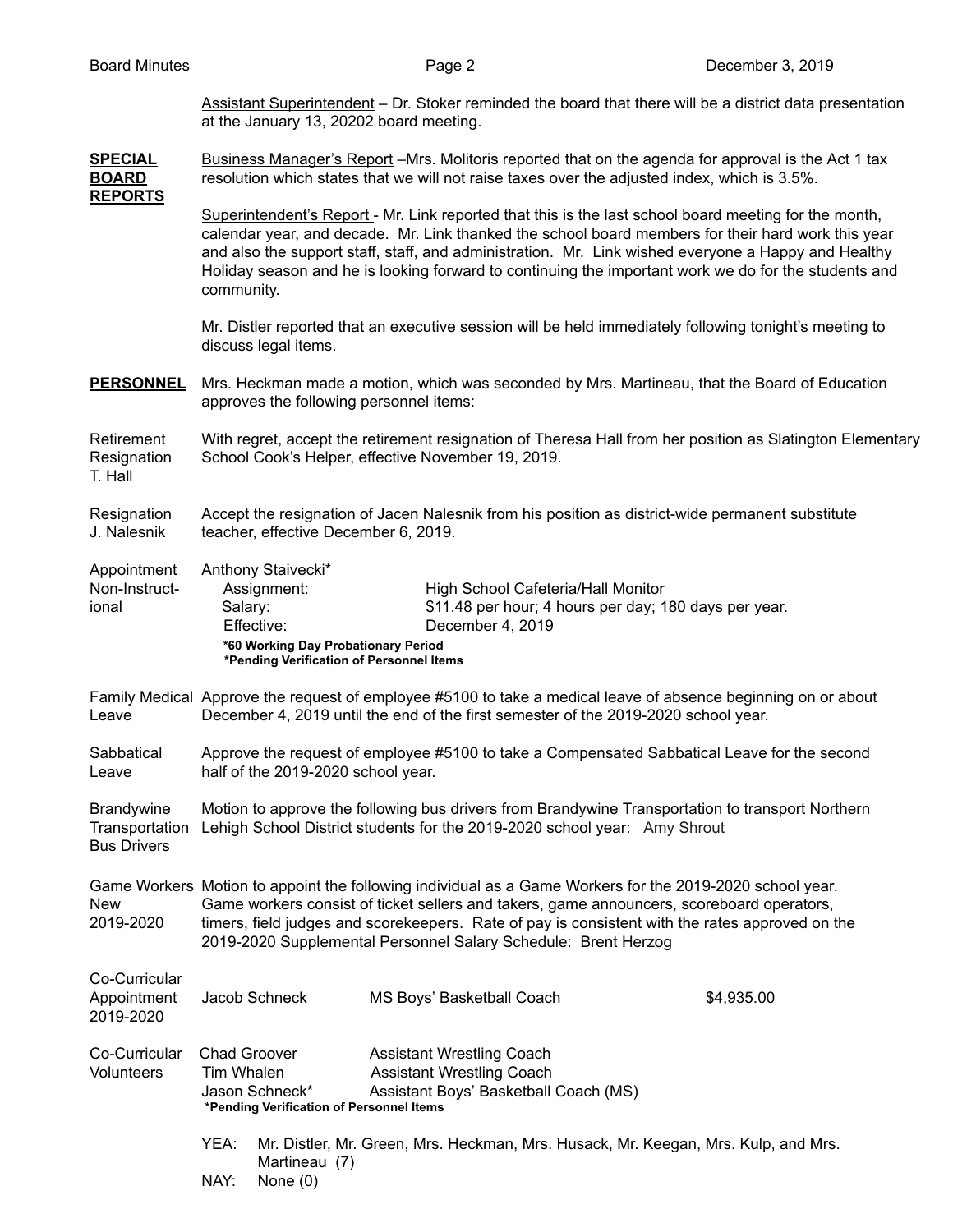Assistant Superintendent – Dr. Stoker reminded the board that there will be a district data presentation at the January 13, 20202 board meeting.

**SPECIAL BOARD REPORTS**

Business Manager's Report –Mrs. Molitoris reported that on the agenda for approval is the Act 1 tax resolution which states that we will not raise taxes over the adjusted index, which is 3.5%.

Superintendent's Report - Mr. Link reported that this is the last school board meeting for the month, calendar year, and decade. Mr. Link thanked the school board members for their hard work this year and also the support staff, staff, and administration. Mr. Link wished everyone a Happy and Healthy Holiday season and he is looking forward to continuing the important work we do for the students and community.

Mr. Distler reported that an executive session will be held immediately following tonight's meeting to discuss legal items.

**PERSONNEL**

Mrs. Heckman made a motion, which was seconded by Mrs. Martineau, that the Board of Education approves the following personnel items:

Retirement Resignation T. Hall

With regret, accept the retirement resignation of Theresa Hall from her position as Slatington Elementary School Cook's Helper, effective November 19, 2019.

Resignation J. Nalesnik

Accept the resignation of Jacen Nalesnik from his position as district-wide permanent substitute teacher, effective December 6, 2019.

Appointment Non-Instructional

Anthony Staivecki*

| | |
|---|---|
| Assignment: | High School Cafeteria/Hall Monitor |
| Salary: | $11.48 per hour; 4 hours per day; 180 days per year. |
| Effective: | December 4, 2019 |

**\*60 Working Day Probationary Period**
**\*Pending Verification of Personnel Items**

Family Medical Leave

Approve the request of employee #5100 to take a medical leave of absence beginning on or about December 4, 2019 until the end of the first semester of the 2019-2020 school year.

Sabbatical Leave

Approve the request of employee #5100 to take a Compensated Sabbatical Leave for the second half of the 2019-2020 school year.

Brandywine Transportation Bus Drivers

Motion to approve the following bus drivers from Brandywine Transportation to transport Northern Lehigh School District students for the 2019-2020 school year: Amy Shrout

Game Workers New 2019-2020

Motion to appoint the following individual as a Game Workers for the 2019-2020 school year. Game workers consist of ticket sellers and takers, game announcers, scoreboard operators, timers, field judges and scorekeepers. Rate of pay is consistent with the rates approved on the 2019-2020 Supplemental Personnel Salary Schedule: Brent Herzog

Co-Curricular Appointment 2019-2020

| | | |
|---|---|---|
| Jacob Schneck | MS Boys' Basketball Coach | $4,935.00 |

Co-Curricular Volunteers

| | |
|---|---|
| Chad Groover | Assistant Wrestling Coach |
| Tim Whalen | Assistant Wrestling Coach |
| Jason Schneck* | Assistant Boys' Basketball Coach (MS) |

**\*Pending Verification of Personnel Items**

YEA: Mr. Distler, Mr. Green, Mrs. Heckman, Mrs. Husack, Mr. Keegan, Mrs. Kulp, and Mrs. Martineau (7)
NAY: None (0)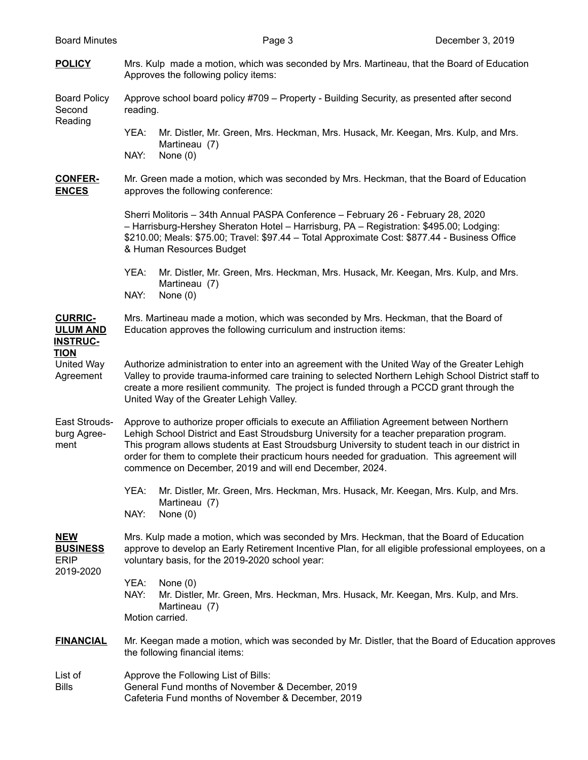**POLICY** Mrs. Kulp made a motion, which was seconded by Mrs. Martineau, that the Board of Education Approves the following policy items:

Board Policy Second Reading

Approve school board policy #709 – Property - Building Security, as presented after second reading.

YEA: Mr. Distler, Mr. Green, Mrs. Heckman, Mrs. Husack, Mr. Keegan, Mrs. Kulp, and Mrs. Martineau (7)
NAY: None (0)

**CONFER-ENCES** Mr. Green made a motion, which was seconded by Mrs. Heckman, that the Board of Education approves the following conference:

Sherri Molitoris – 34th Annual PASPA Conference – February 26 - February 28, 2020 – Harrisburg-Hershey Sheraton Hotel – Harrisburg, PA – Registration: $495.00; Lodging: $210.00; Meals: $75.00; Travel: $97.44 – Total Approximate Cost: $877.44 - Business Office & Human Resources Budget

YEA: Mr. Distler, Mr. Green, Mrs. Heckman, Mrs. Husack, Mr. Keegan, Mrs. Kulp, and Mrs. Martineau (7)
NAY: None (0)

**CURRIC-ULUM AND INSTRUC-TION** Mrs. Martineau made a motion, which was seconded by Mrs. Heckman, that the Board of Education approves the following curriculum and instruction items:

United Way Agreement

Authorize administration to enter into an agreement with the United Way of the Greater Lehigh Valley to provide trauma-informed care training to selected Northern Lehigh School District staff to create a more resilient community. The project is funded through a PCCD grant through the United Way of the Greater Lehigh Valley.

East Stroudsburg Agreement

Approve to authorize proper officials to execute an Affiliation Agreement between Northern Lehigh School District and East Stroudsburg University for a teacher preparation program. This program allows students at East Stroudsburg University to student teach in our district in order for them to complete their practicum hours needed for graduation. This agreement will commence on December, 2019 and will end December, 2024.

YEA: Mr. Distler, Mr. Green, Mrs. Heckman, Mrs. Husack, Mr. Keegan, Mrs. Kulp, and Mrs. Martineau (7)
NAY: None (0)

**NEW BUSINESS**

ERIP 2019-2020

Mrs. Kulp made a motion, which was seconded by Mrs. Heckman, that the Board of Education approve to develop an Early Retirement Incentive Plan, for all eligible professional employees, on a voluntary basis, for the 2019-2020 school year:

YEA: None (0)
NAY: Mr. Distler, Mr. Green, Mrs. Heckman, Mrs. Husack, Mr. Keegan, Mrs. Kulp, and Mrs. Martineau (7)
Motion carried.

**FINANCIAL** Mr. Keegan made a motion, which was seconded by Mr. Distler, that the Board of Education approves the following financial items:

List of Bills

Approve the Following List of Bills:
General Fund months of November & December, 2019
Cafeteria Fund months of November & December, 2019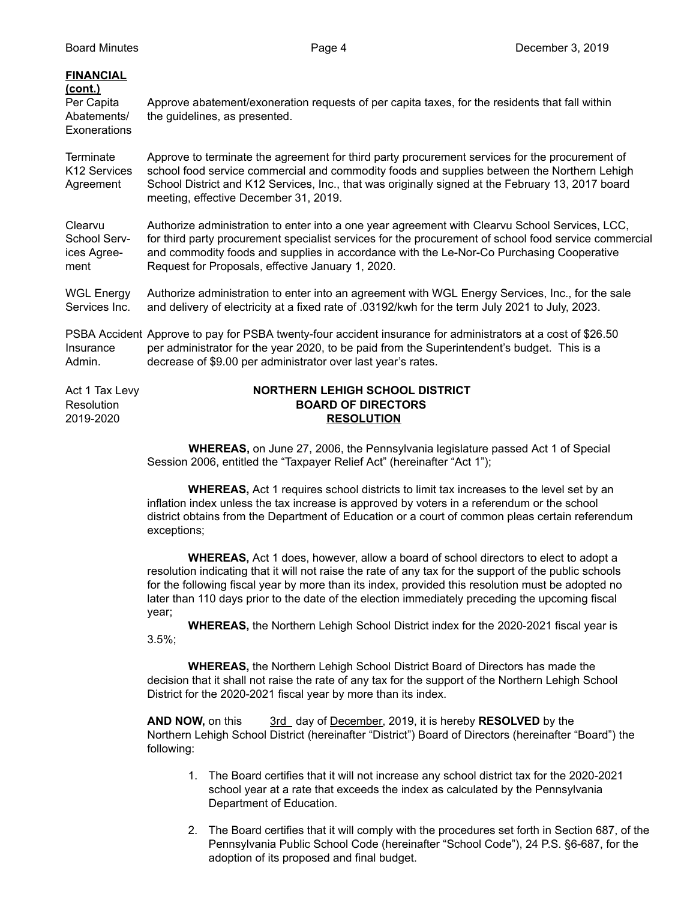**FINANCIAL (cont.)**

**Per Capita Abatements/ Exonerations**

Approve abatement/exoneration requests of per capita taxes, for the residents that fall within the guidelines, as presented.

**Terminate K12 Services Agreement**

Approve to terminate the agreement for third party procurement services for the procurement of school food service commercial and commodity foods and supplies between the Northern Lehigh School District and K12 Services, Inc., that was originally signed at the February 13, 2017 board meeting, effective December 31, 2019.

**Clearvu School Services Agreement**

Authorize administration to enter into a one year agreement with Clearvu School Services, LCC, for third party procurement specialist services for the procurement of school food service commercial and commodity foods and supplies in accordance with the Le-Nor-Co Purchasing Cooperative Request for Proposals, effective January 1, 2020.

**WGL Energy Services Inc.**

Authorize administration to enter into an agreement with WGL Energy Services, Inc., for the sale and delivery of electricity at a fixed rate of .03192/kwh for the term July 2021 to July, 2023.

**PSBA Accident Insurance Admin.**

Approve to pay for PSBA twenty-four accident insurance for administrators at a cost of $26.50 per administrator for the year 2020, to be paid from the Superintendent's budget. This is a decrease of $9.00 per administrator over last year's rates.

**Act 1 Tax Levy Resolution 2019-2020**

**NORTHERN LEHIGH SCHOOL DISTRICT**
**BOARD OF DIRECTORS**
**RESOLUTION**

**WHEREAS,** on June 27, 2006, the Pennsylvania legislature passed Act 1 of Special Session 2006, entitled the "Taxpayer Relief Act" (hereinafter "Act 1");

**WHEREAS,** Act 1 requires school districts to limit tax increases to the level set by an inflation index unless the tax increase is approved by voters in a referendum or the school district obtains from the Department of Education or a court of common pleas certain referendum exceptions;

**WHEREAS,** Act 1 does, however, allow a board of school directors to elect to adopt a resolution indicating that it will not raise the rate of any tax for the support of the public schools for the following fiscal year by more than its index, provided this resolution must be adopted no later than 110 days prior to the date of the election immediately preceding the upcoming fiscal year;

**WHEREAS,** the Northern Lehigh School District index for the 2020-2021 fiscal year is 3.5%;

**WHEREAS,** the Northern Lehigh School District Board of Directors has made the decision that it shall not raise the rate of any tax for the support of the Northern Lehigh School District for the 2020-2021 fiscal year by more than its index.

**AND NOW,** on this 3rd day of December, 2019, it is hereby **RESOLVED** by the Northern Lehigh School District (hereinafter "District") Board of Directors (hereinafter "Board") the following:

1. The Board certifies that it will not increase any school district tax for the 2020-2021 school year at a rate that exceeds the index as calculated by the Pennsylvania Department of Education.
2. The Board certifies that it will comply with the procedures set forth in Section 687, of the Pennsylvania Public School Code (hereinafter "School Code"), 24 P.S. §6-687, for the adoption of its proposed and final budget.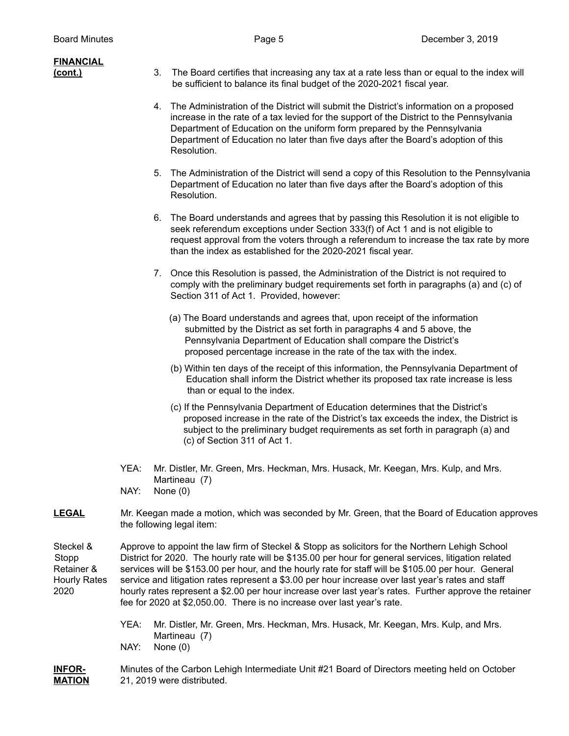**FINANCIAL (cont.)**

3. The Board certifies that increasing any tax at a rate less than or equal to the index will be sufficient to balance its final budget of the 2020-2021 fiscal year.

4. The Administration of the District will submit the District's information on a proposed increase in the rate of a tax levied for the support of the District to the Pennsylvania Department of Education on the uniform form prepared by the Pennsylvania Department of Education no later than five days after the Board's adoption of this Resolution.

5. The Administration of the District will send a copy of this Resolution to the Pennsylvania Department of Education no later than five days after the Board's adoption of this Resolution.

6. The Board understands and agrees that by passing this Resolution it is not eligible to seek referendum exceptions under Section 333(f) of Act 1 and is not eligible to request approval from the voters through a referendum to increase the tax rate by more than the index as established for the 2020-2021 fiscal year.

7. Once this Resolution is passed, the Administration of the District is not required to comply with the preliminary budget requirements set forth in paragraphs (a) and (c) of Section 311 of Act 1. Provided, however:

   (a) The Board understands and agrees that, upon receipt of the information submitted by the District as set forth in paragraphs 4 and 5 above, the Pennsylvania Department of Education shall compare the District's proposed percentage increase in the rate of the tax with the index.

   (b) Within ten days of the receipt of this information, the Pennsylvania Department of Education shall inform the District whether its proposed tax rate increase is less than or equal to the index.

   (c) If the Pennsylvania Department of Education determines that the District's proposed increase in the rate of the District's tax exceeds the index, the District is subject to the preliminary budget requirements as set forth in paragraph (a) and (c) of Section 311 of Act 1.

YEA: Mr. Distler, Mr. Green, Mrs. Heckman, Mrs. Husack, Mr. Keegan, Mrs. Kulp, and Mrs. Martineau (7)
NAY: None (0)

**LEGAL**

Mr. Keegan made a motion, which was seconded by Mr. Green, that the Board of Education approves the following legal item:

Steckel & Stopp Retainer & Hourly Rates 2020

Approve to appoint the law firm of Steckel & Stopp as solicitors for the Northern Lehigh School District for 2020. The hourly rate will be $135.00 per hour for general services, litigation related services will be $153.00 per hour, and the hourly rate for staff will be $105.00 per hour. General service and litigation rates represent a $3.00 per hour increase over last year's rates and staff hourly rates represent a $2.00 per hour increase over last year's rates. Further approve the retainer fee for 2020 at $2,050.00. There is no increase over last year's rate.

YEA: Mr. Distler, Mr. Green, Mrs. Heckman, Mrs. Husack, Mr. Keegan, Mrs. Kulp, and Mrs. Martineau (7)
NAY: None (0)

**INFORMATION**

Minutes of the Carbon Lehigh Intermediate Unit #21 Board of Directors meeting held on October 21, 2019 were distributed.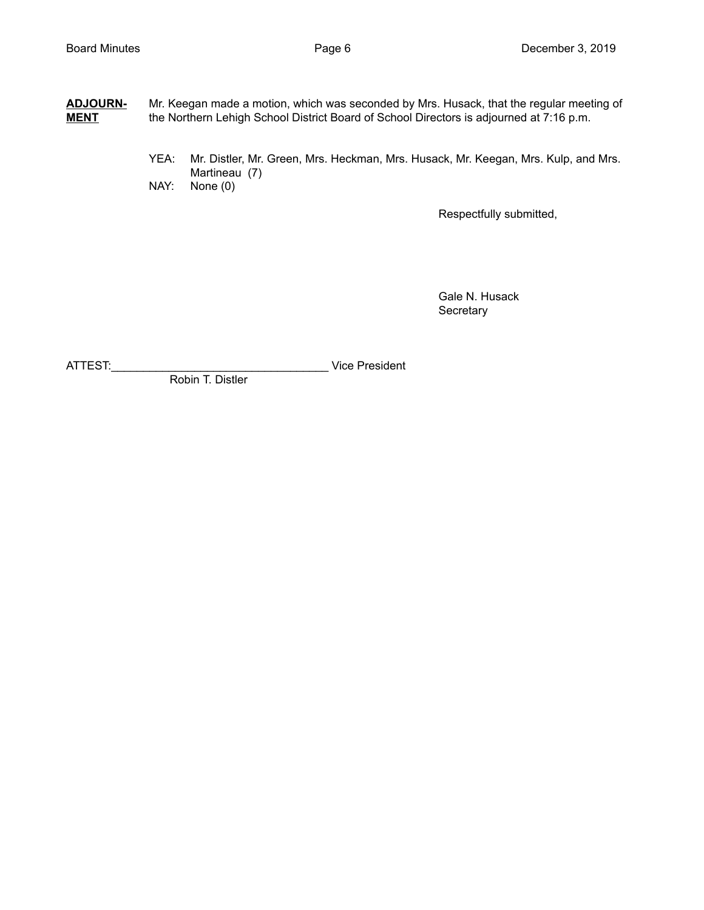**ADJOURNMENT**

Mr. Keegan made a motion, which was seconded by Mrs. Husack, that the regular meeting of the Northern Lehigh School District Board of School Directors is adjourned at 7:16 p.m.

YEA: Mr. Distler, Mr. Green, Mrs. Heckman, Mrs. Husack, Mr. Keegan, Mrs. Kulp, and Mrs. Martineau (7)
NAY: None (0)

Respectfully submitted,

Gale N. Husack
Secretary

ATTEST:_________________________________ Vice President
Robin T. Distler